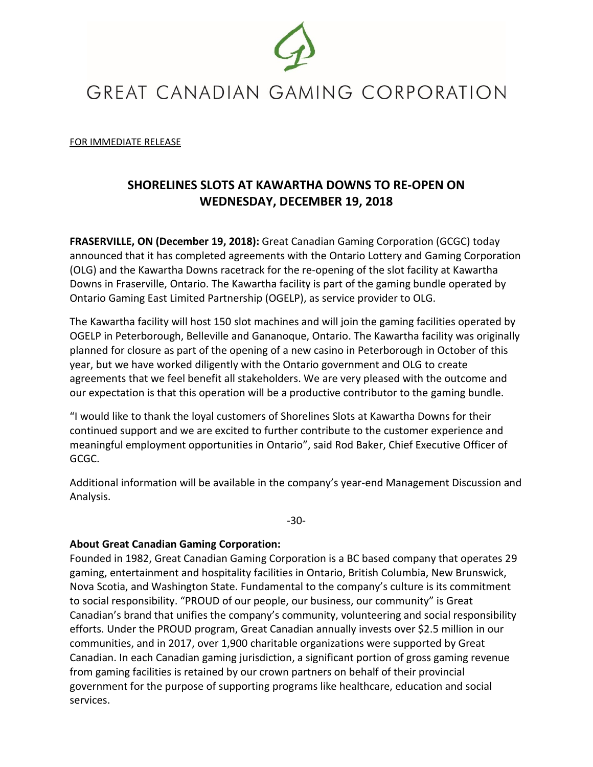# GREAT CANADIAN GAMING CORPORATION

FOR IMMEDIATE RELEASE

## SHORELINES SLOTS AT KAWARTHA DOWNS TO RE-OPEN ON WEDNESDAY, DECEMBER 19, 2018

**FRASERVILLE, ON (December 19, 2018):** Great Canadian Gaming Corporation (GCGC) today announced that it has completed agreements with the Ontario Lottery and Gaming Corporation (OLG) and the Kawartha Downs racetrack for the re-opening of the slot facility at Kawartha Downs in Fraserville, Ontario. The Kawartha facility is part of the gaming bundle operated by Ontario Gaming East Limited Partnership (OGELP), as service provider to OLG.

The Kawartha facility will host 150 slot machines and will join the gaming facilities operated by OGELP in Peterborough, Belleville and Gananoque, Ontario. The Kawartha facility was originally planned for closure as part of the opening of a new casino in Peterborough in October of this year, but we have worked diligently with the Ontario government and OLG to create agreements that we feel benefit all stakeholders. We are very pleased with the outcome and our expectation is that this operation will be a productive contributor to the gaming bundle.

"I would like to thank the loyal customers of Shorelines Slots at Kawartha Downs for their continued support and we are excited to further contribute to the customer experience and meaningful employment opportunities in Ontario", said Rod Baker, Chief Executive Officer of GCGC.

Additional information will be available in the company's year-end Management Discussion and Analysis.

-30-

**About Great Canadian Gaming Corporation:**
Founded in 1982, Great Canadian Gaming Corporation is a BC based company that operates 29 gaming, entertainment and hospitality facilities in Ontario, British Columbia, New Brunswick, Nova Scotia, and Washington State. Fundamental to the company's culture is its commitment to social responsibility. "PROUD of our people, our business, our community" is Great Canadian's brand that unifies the company's community, volunteering and social responsibility efforts. Under the PROUD program, Great Canadian annually invests over $2.5 million in our communities, and in 2017, over 1,900 charitable organizations were supported by Great Canadian. In each Canadian gaming jurisdiction, a significant portion of gross gaming revenue from gaming facilities is retained by our crown partners on behalf of their provincial government for the purpose of supporting programs like healthcare, education and social services.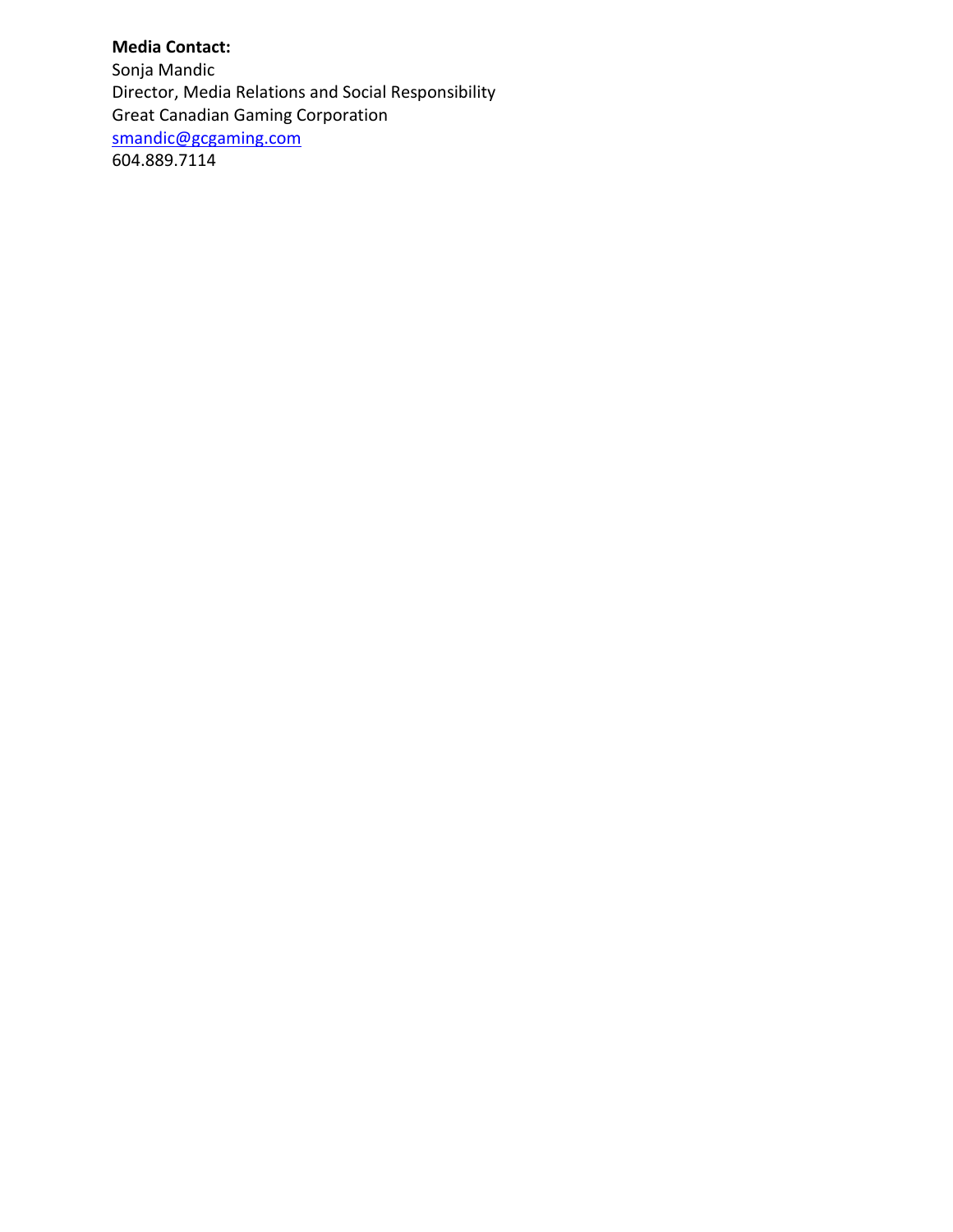**Media Contact:**
Sonja Mandic
Director, Media Relations and Social Responsibility
Great Canadian Gaming Corporation
smandic@gcgaming.com
604.889.7114